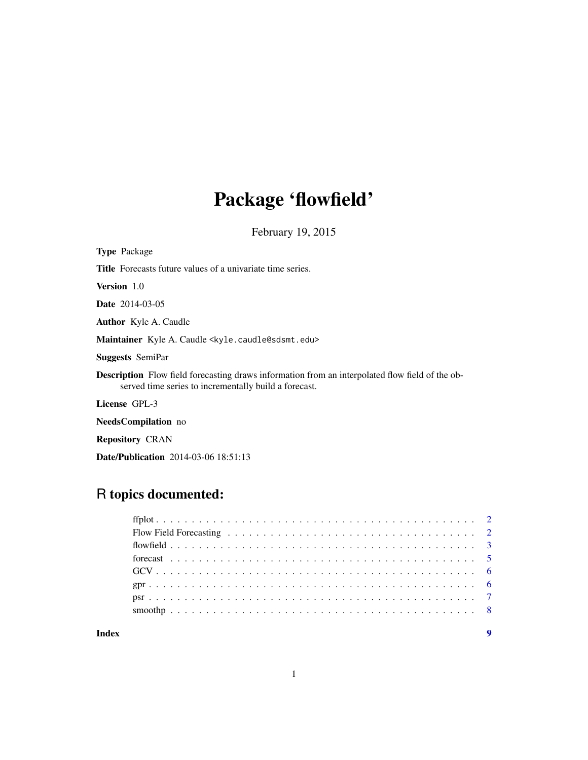# Package 'flowfield'

February 19, 2015

**Type** Package

**Title** Forecasts future values of a univariate time series.

**Version** 1.0

**Date** 2014-03-05

**Author** Kyle A. Caudle

**Maintainer** Kyle A. Caudle <kyle.caudle@sdsmt.edu>

**Suggests** SemiPar

**Description** Flow field forecasting draws information from an interpolated flow field of the observed time series to incrementally build a forecast.

**License** GPL-3

**NeedsCompilation** no

**Repository** CRAN

**Date/Publication** 2014-03-06 18:51:13

## R topics documented:

- ffplot . . . . . . . . . . . . . . . . . . . . . . . . . . . . . . . . . . . . . . . . . . . 2
- Flow Field Forecasting . . . . . . . . . . . . . . . . . . . . . . . . . . . . . . . . . 2
- flowfield . . . . . . . . . . . . . . . . . . . . . . . . . . . . . . . . . . . . . . . . . . 3
- forecast . . . . . . . . . . . . . . . . . . . . . . . . . . . . . . . . . . . . . . . . . . 5
- GCV . . . . . . . . . . . . . . . . . . . . . . . . . . . . . . . . . . . . . . . . . . . 6
- gpr . . . . . . . . . . . . . . . . . . . . . . . . . . . . . . . . . . . . . . . . . . . . 6
- psr . . . . . . . . . . . . . . . . . . . . . . . . . . . . . . . . . . . . . . . . . . . . 7
- smoothp . . . . . . . . . . . . . . . . . . . . . . . . . . . . . . . . . . . . . . . . . 8

**Index** 9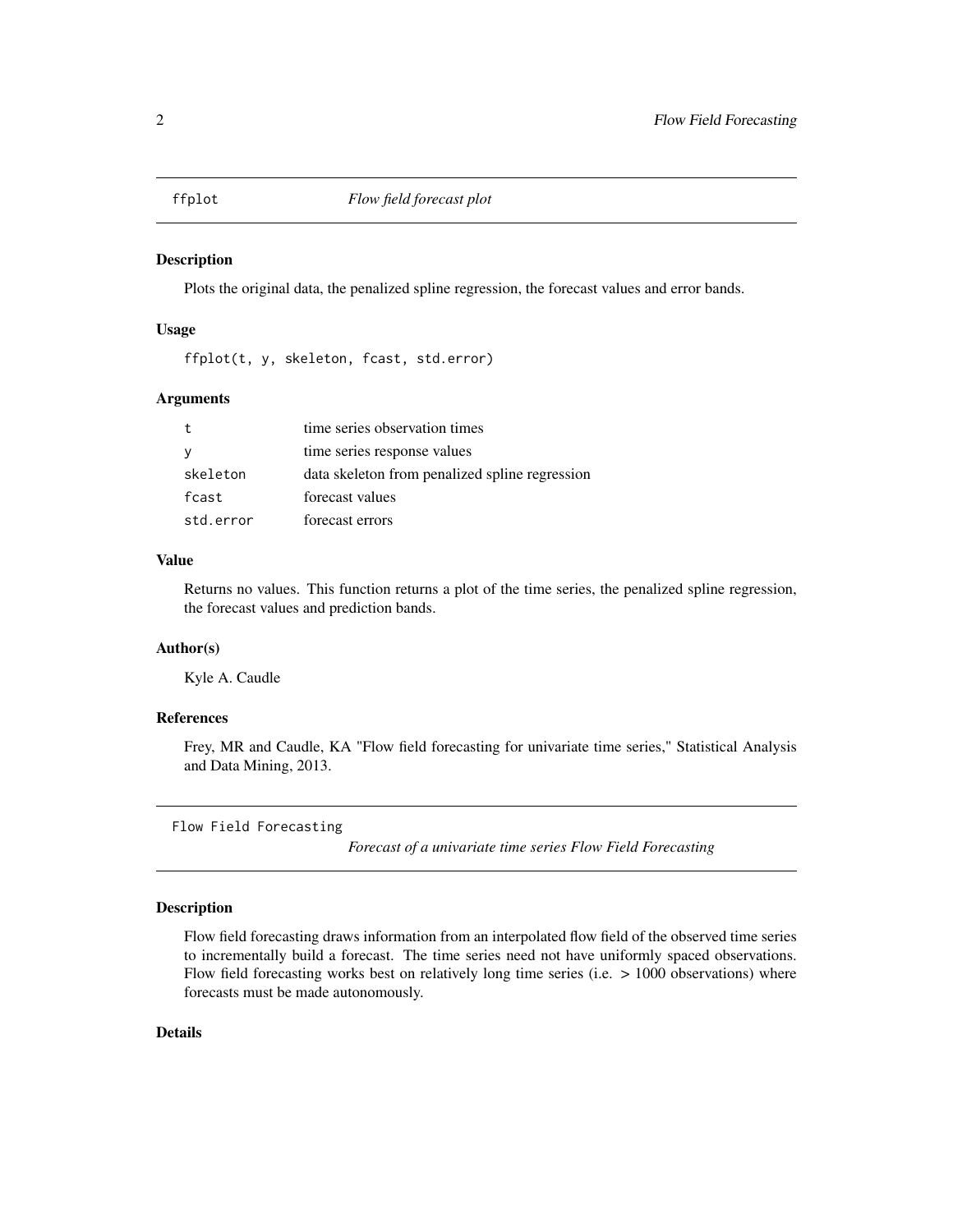## ffplot *Flow field forecast plot*

### Description

Plots the original data, the penalized spline regression, the forecast values and error bands.

### Usage

```
ffplot(t, y, skeleton, fcast, std.error)
```

### Arguments

| | |
|---|---|
| `t` | time series observation times |
| `y` | time series response values |
| `skeleton` | data skeleton from penalized spline regression |
| `fcast` | forecast values |
| `std.error` | forecast errors |

### Value

Returns no values. This function returns a plot of the time series, the penalized spline regression, the forecast values and prediction bands.

### Author(s)

Kyle A. Caudle

### References

Frey, MR and Caudle, KA "Flow field forecasting for univariate time series," Statistical Analysis and Data Mining, 2013.

## Flow Field Forecasting *Forecast of a univariate time series Flow Field Forecasting*

### Description

Flow field forecasting draws information from an interpolated flow field of the observed time series to incrementally build a forecast. The time series need not have uniformly spaced observations. Flow field forecasting works best on relatively long time series (i.e. > 1000 observations) where forecasts must be made autonomously.

### Details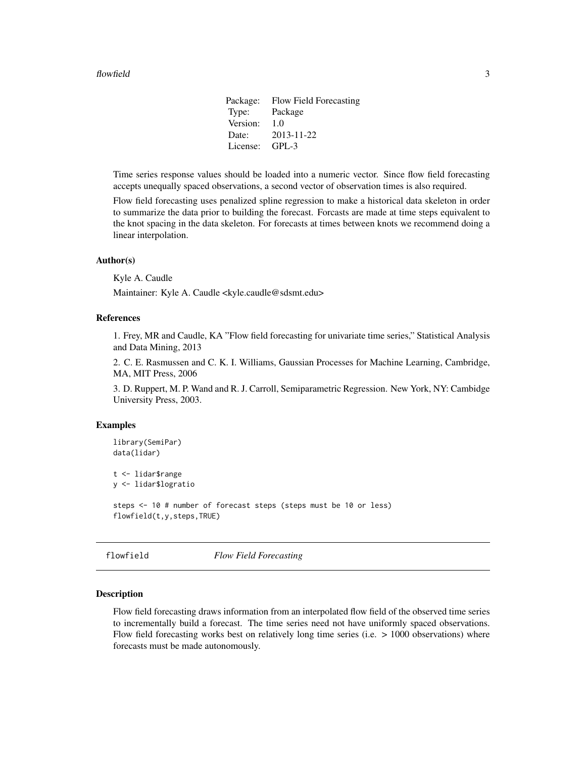| | |
|---|---|
| Package: | Flow Field Forecasting |
| Type: | Package |
| Version: | 1.0 |
| Date: | 2013-11-22 |
| License: | GPL-3 |

Time series response values should be loaded into a numeric vector. Since flow field forecasting accepts unequally spaced observations, a second vector of observation times is also required.

Flow field forecasting uses penalized spline regression to make a historical data skeleton in order to summarize the data prior to building the forecast. Forcasts are made at time steps equivalent to the knot spacing in the data skeleton. For forecasts at times between knots we recommend doing a linear interpolation.

### Author(s)

Kyle A. Caudle

Maintainer: Kyle A. Caudle <kyle.caudle@sdsmt.edu>

### References

1. Frey, MR and Caudle, KA "Flow field forecasting for univariate time series," Statistical Analysis and Data Mining, 2013

2. C. E. Rasmussen and C. K. I. Williams, Gaussian Processes for Machine Learning, Cambridge, MA, MIT Press, 2006

3. D. Ruppert, M. P. Wand and R. J. Carroll, Semiparametric Regression. New York, NY: Cambidge University Press, 2003.

### Examples

```
library(SemiPar)
data(lidar)

t <- lidar$range
y <- lidar$logratio

steps <- 10 # number of forecast steps (steps must be 10 or less)
flowfield(t,y,steps,TRUE)
```

---

## flowfield *Flow Field Forecasting*

---

### Description

Flow field forecasting draws information from an interpolated flow field of the observed time series to incrementally build a forecast. The time series need not have uniformly spaced observations. Flow field forecasting works best on relatively long time series (i.e. > 1000 observations) where forecasts must be made autonomously.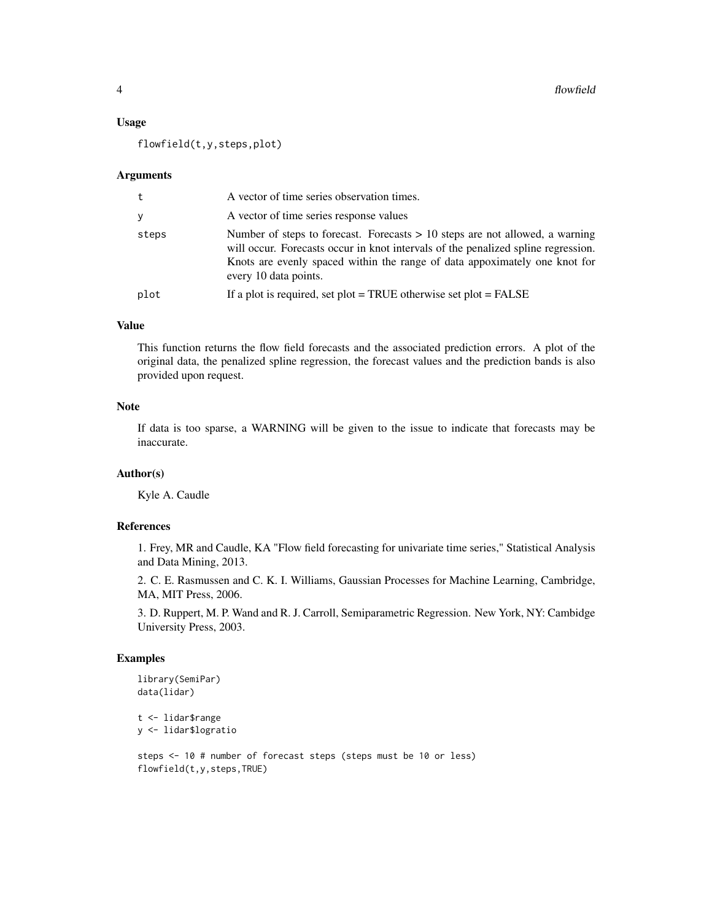## Usage

```
flowfield(t,y,steps,plot)
```

## Arguments

| | |
|---|---|
| t | A vector of time series observation times. |
| y | A vector of time series response values |
| steps | Number of steps to forecast. Forecasts > 10 steps are not allowed, a warning will occur. Forecasts occur in knot intervals of the penalized spline regression. Knots are evenly spaced within the range of data appoximately one knot for every 10 data points. |
| plot | If a plot is required, set plot = TRUE otherwise set plot = FALSE |

## Value

This function returns the flow field forecasts and the associated prediction errors. A plot of the original data, the penalized spline regression, the forecast values and the prediction bands is also provided upon request.

## Note

If data is too sparse, a WARNING will be given to the issue to indicate that forecasts may be inaccurate.

## Author(s)

Kyle A. Caudle

## References

1. Frey, MR and Caudle, KA "Flow field forecasting for univariate time series," Statistical Analysis and Data Mining, 2013.

2. C. E. Rasmussen and C. K. I. Williams, Gaussian Processes for Machine Learning, Cambridge, MA, MIT Press, 2006.

3. D. Ruppert, M. P. Wand and R. J. Carroll, Semiparametric Regression. New York, NY: Cambidge University Press, 2003.

## Examples

```
library(SemiPar)
data(lidar)

t <- lidar$range
y <- lidar$logratio

steps <- 10 # number of forecast steps (steps must be 10 or less)
flowfield(t,y,steps,TRUE)
```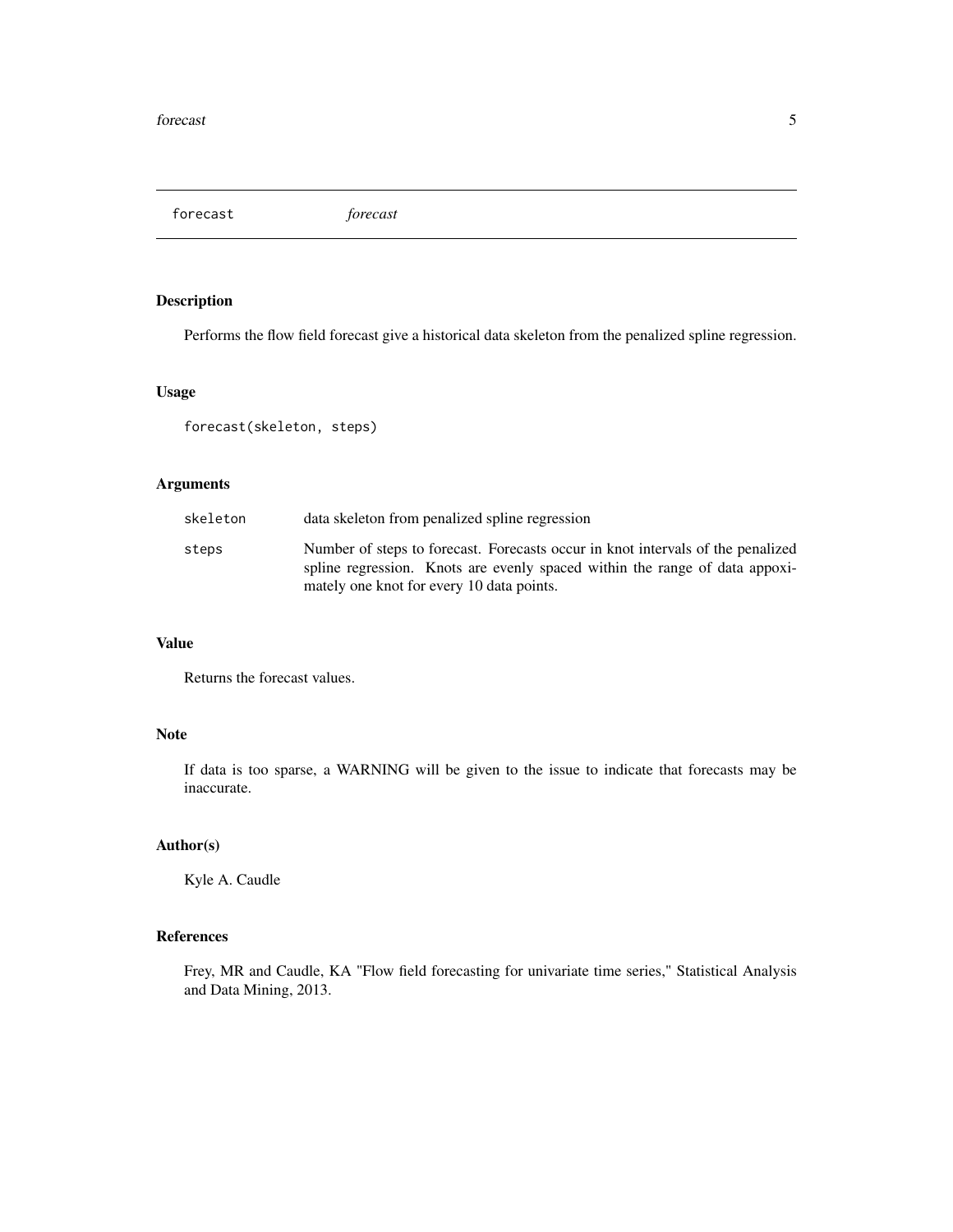forecast *forecast*

## Description

Performs the flow field forecast give a historical data skeleton from the penalized spline regression.

## Usage

```
forecast(skeleton, steps)
```

## Arguments

| | |
|---|---|
| skeleton | data skeleton from penalized spline regression |
| steps | Number of steps to forecast. Forecasts occur in knot intervals of the penalized spline regression. Knots are evenly spaced within the range of data appoximately one knot for every 10 data points. |

## Value

Returns the forecast values.

## Note

If data is too sparse, a WARNING will be given to the issue to indicate that forecasts may be inaccurate.

## Author(s)

Kyle A. Caudle

## References

Frey, MR and Caudle, KA "Flow field forecasting for univariate time series," Statistical Analysis and Data Mining, 2013.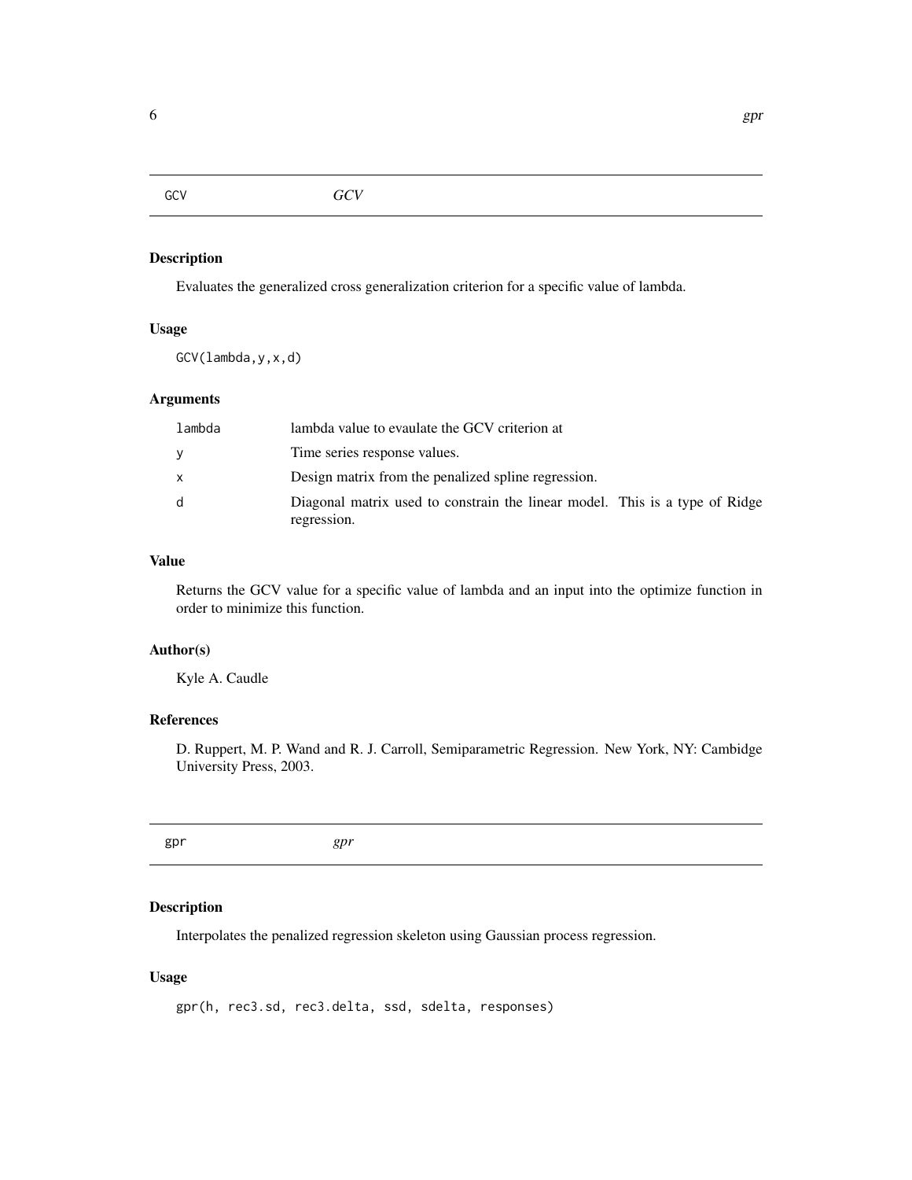## GCV *GCV*

### Description

Evaluates the generalized cross generalization criterion for a specific value of lambda.

### Usage

```
GCV(lambda,y,x,d)
```

### Arguments

| | |
|---|---|
| lambda | lambda value to evaulate the GCV criterion at |
| y | Time series response values. |
| x | Design matrix from the penalized spline regression. |
| d | Diagonal matrix used to constrain the linear model. This is a type of Ridge regression. |

### Value

Returns the GCV value for a specific value of lambda and an input into the optimize function in order to minimize this function.

### Author(s)

Kyle A. Caudle

### References

D. Ruppert, M. P. Wand and R. J. Carroll, Semiparametric Regression. New York, NY: Cambidge University Press, 2003.

## gpr *gpr*

### Description

Interpolates the penalized regression skeleton using Gaussian process regression.

### Usage

```
gpr(h, rec3.sd, rec3.delta, ssd, sdelta, responses)
```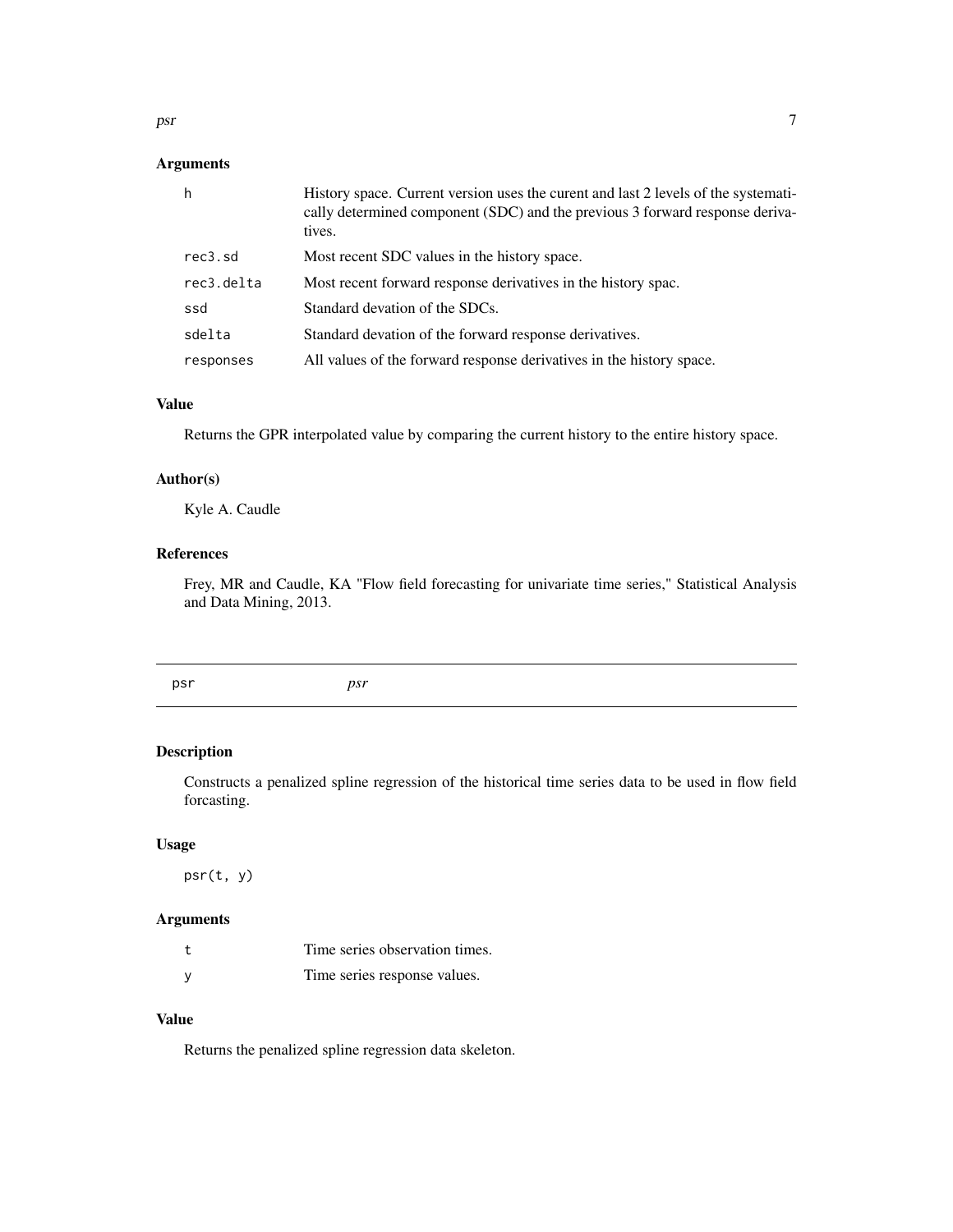## Arguments

| | |
|---|---|
| `h` | History space. Current version uses the curent and last 2 levels of the systematically determined component (SDC) and the previous 3 forward response derivatives. |
| `rec3.sd` | Most recent SDC values in the history space. |
| `rec3.delta` | Most recent forward response derivatives in the history spac. |
| `ssd` | Standard devation of the SDCs. |
| `sdelta` | Standard devation of the forward response derivatives. |
| `responses` | All values of the forward response derivatives in the history space. |

## Value

Returns the GPR interpolated value by comparing the current history to the entire history space.

## Author(s)

Kyle A. Caudle

## References

Frey, MR and Caudle, KA "Flow field forecasting for univariate time series," Statistical Analysis and Data Mining, 2013.

---

# psr *psr*

---

## Description

Constructs a penalized spline regression of the historical time series data to be used in flow field forcasting.

## Usage

```
psr(t, y)
```

## Arguments

| | |
|---|---|
| `t` | Time series observation times. |
| `y` | Time series response values. |

## Value

Returns the penalized spline regression data skeleton.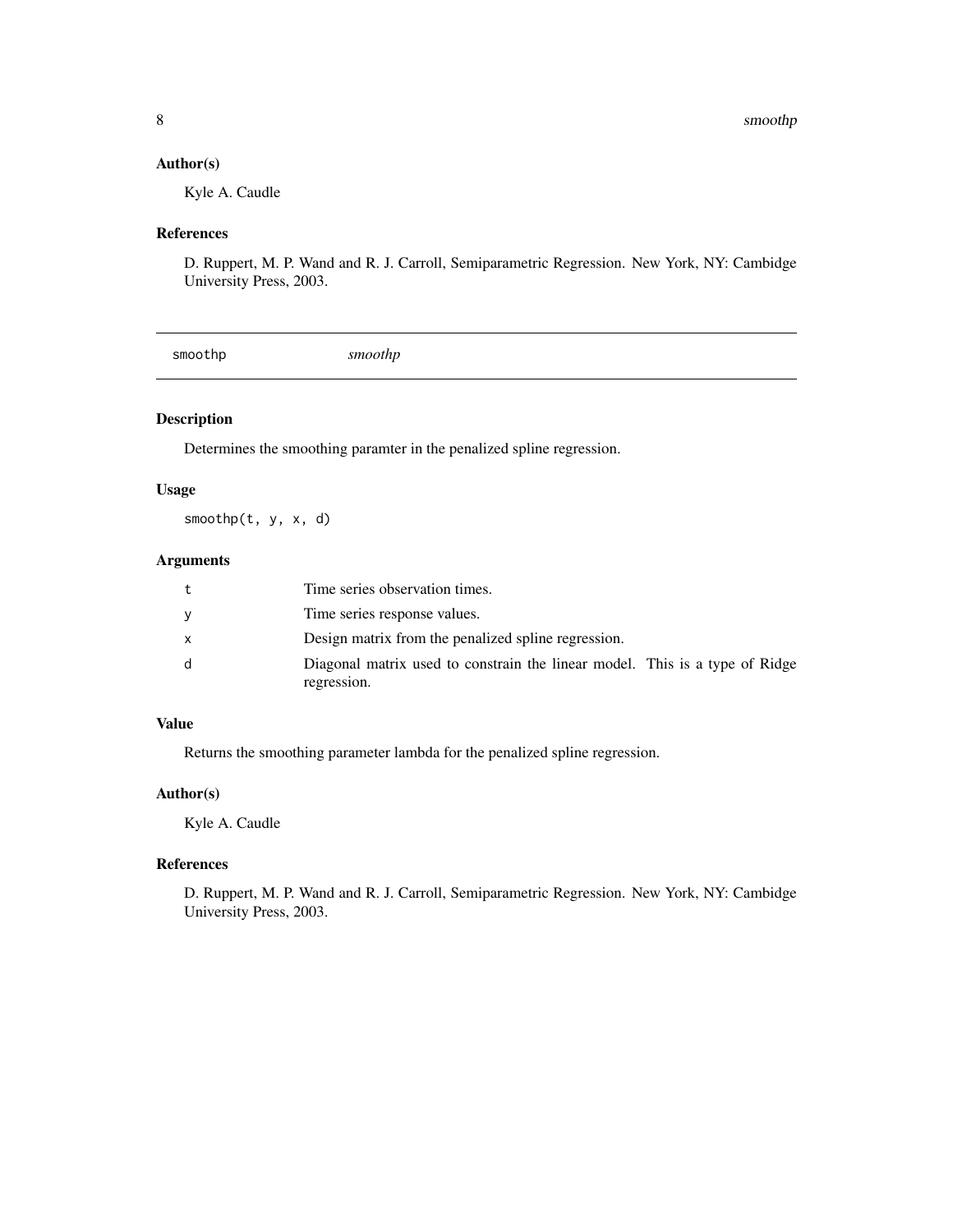### Author(s)

Kyle A. Caudle

### References

D. Ruppert, M. P. Wand and R. J. Carroll, Semiparametric Regression. New York, NY: Cambidge University Press, 2003.

---

## smoothp *smoothp*

---

### Description

Determines the smoothing paramter in the penalized spline regression.

### Usage

```
smoothp(t, y, x, d)
```

### Arguments

| | |
|---|---|
| t | Time series observation times. |
| y | Time series response values. |
| x | Design matrix from the penalized spline regression. |
| d | Diagonal matrix used to constrain the linear model. This is a type of Ridge regression. |

### Value

Returns the smoothing parameter lambda for the penalized spline regression.

### Author(s)

Kyle A. Caudle

### References

D. Ruppert, M. P. Wand and R. J. Carroll, Semiparametric Regression. New York, NY: Cambidge University Press, 2003.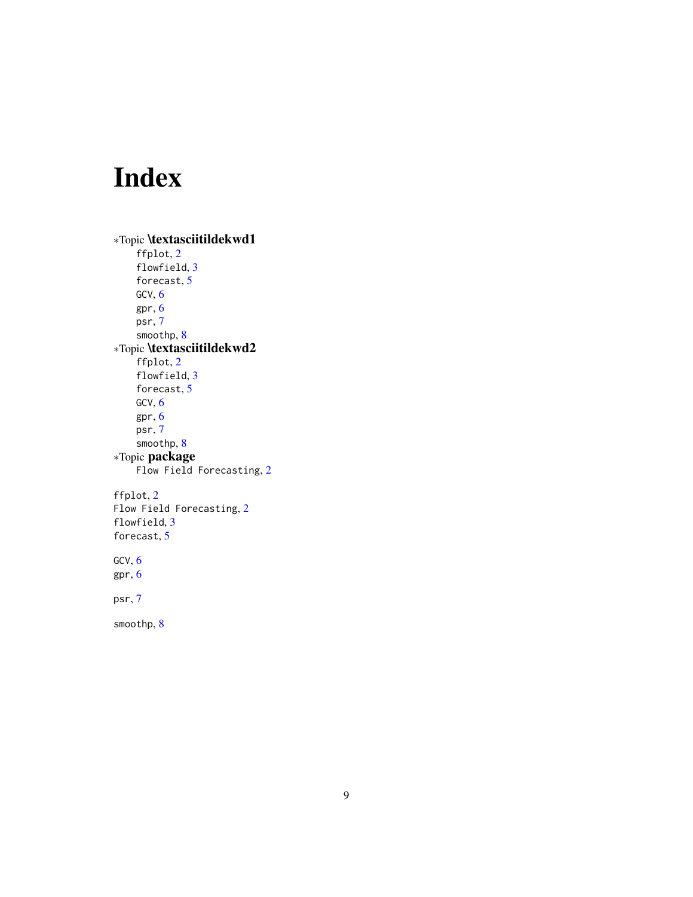# Index

∗Topic **\textasciitildekwd1**

- ffplot, 2
- flowfield, 3
- forecast, 5
- GCV, 6
- gpr, 6
- psr, 7
- smoothp, 8

∗Topic **\textasciitildekwd2**

- ffplot, 2
- flowfield, 3
- forecast, 5
- GCV, 6
- gpr, 6
- psr, 7
- smoothp, 8

∗Topic **package**

- Flow Field Forecasting, 2

ffplot, 2
Flow Field Forecasting, 2
flowfield, 3
forecast, 5

GCV, 6
gpr, 6

psr, 7

smoothp, 8